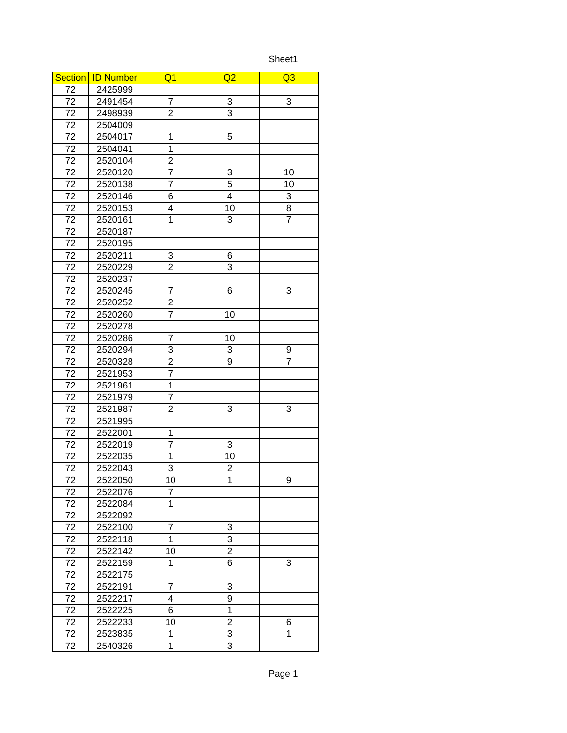| Section | ID Number | Q1 | Q2 | Q3 |
|---|---|---|---|---|
| 72 | 2425999 | | | |
| 72 | 2491454 | 7 | 3 | 3 |
| 72 | 2498939 | 2 | 3 | |
| 72 | 2504009 | | | |
| 72 | 2504017 | 1 | 5 | |
| 72 | 2504041 | 1 | | |
| 72 | 2520104 | 2 | | |
| 72 | 2520120 | 7 | 3 | 10 |
| 72 | 2520138 | 7 | 5 | 10 |
| 72 | 2520146 | 6 | 4 | 3 |
| 72 | 2520153 | 4 | 10 | 8 |
| 72 | 2520161 | 1 | 3 | 7 |
| 72 | 2520187 | | | |
| 72 | 2520195 | | | |
| 72 | 2520211 | 3 | 6 | |
| 72 | 2520229 | 2 | 3 | |
| 72 | 2520237 | | | |
| 72 | 2520245 | 7 | 6 | 3 |
| 72 | 2520252 | 2 | | |
| 72 | 2520260 | 7 | 10 | |
| 72 | 2520278 | | | |
| 72 | 2520286 | 7 | 10 | |
| 72 | 2520294 | 3 | 3 | 9 |
| 72 | 2520328 | 2 | 9 | 7 |
| 72 | 2521953 | 7 | | |
| 72 | 2521961 | 1 | | |
| 72 | 2521979 | 7 | | |
| 72 | 2521987 | 2 | 3 | 3 |
| 72 | 2521995 | | | |
| 72 | 2522001 | 1 | | |
| 72 | 2522019 | 7 | 3 | |
| 72 | 2522035 | 1 | 10 | |
| 72 | 2522043 | 3 | 2 | |
| 72 | 2522050 | 10 | 1 | 9 |
| 72 | 2522076 | 7 | | |
| 72 | 2522084 | 1 | | |
| 72 | 2522092 | | | |
| 72 | 2522100 | 7 | 3 | |
| 72 | 2522118 | 1 | 3 | |
| 72 | 2522142 | 10 | 2 | |
| 72 | 2522159 | 1 | 6 | 3 |
| 72 | 2522175 | | | |
| 72 | 2522191 | 7 | 3 | |
| 72 | 2522217 | 4 | 9 | |
| 72 | 2522225 | 6 | 1 | |
| 72 | 2522233 | 10 | 2 | 6 |
| 72 | 2523835 | 1 | 3 | 1 |
| 72 | 2540326 | 1 | 3 | |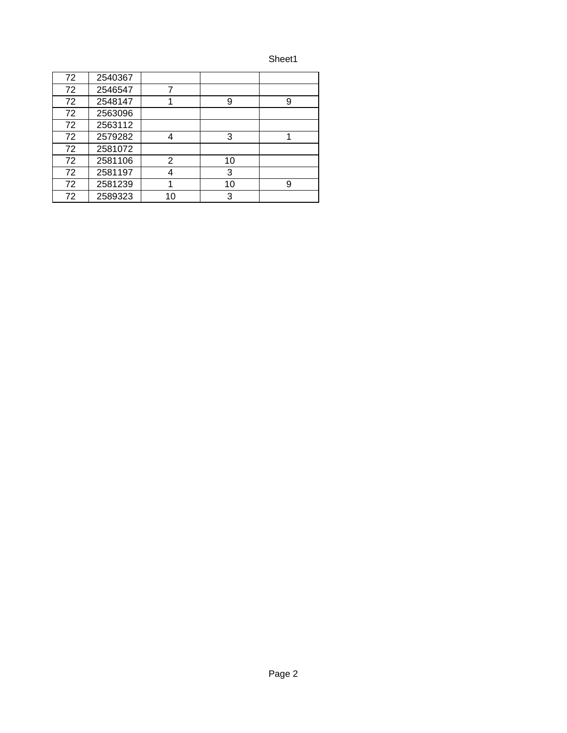| | | | | |
|---|---|---|---|---|
| 72 | 2540367 | | | |
| 72 | 2546547 | 7 | | |
| 72 | 2548147 | 1 | 9 | 9 |
| 72 | 2563096 | | | |
| 72 | 2563112 | | | |
| 72 | 2579282 | 4 | 3 | 1 |
| 72 | 2581072 | | | |
| 72 | 2581106 | 2 | 10 | |
| 72 | 2581197 | 4 | 3 | |
| 72 | 2581239 | 1 | 10 | 9 |
| 72 | 2589323 | 10 | 3 | |